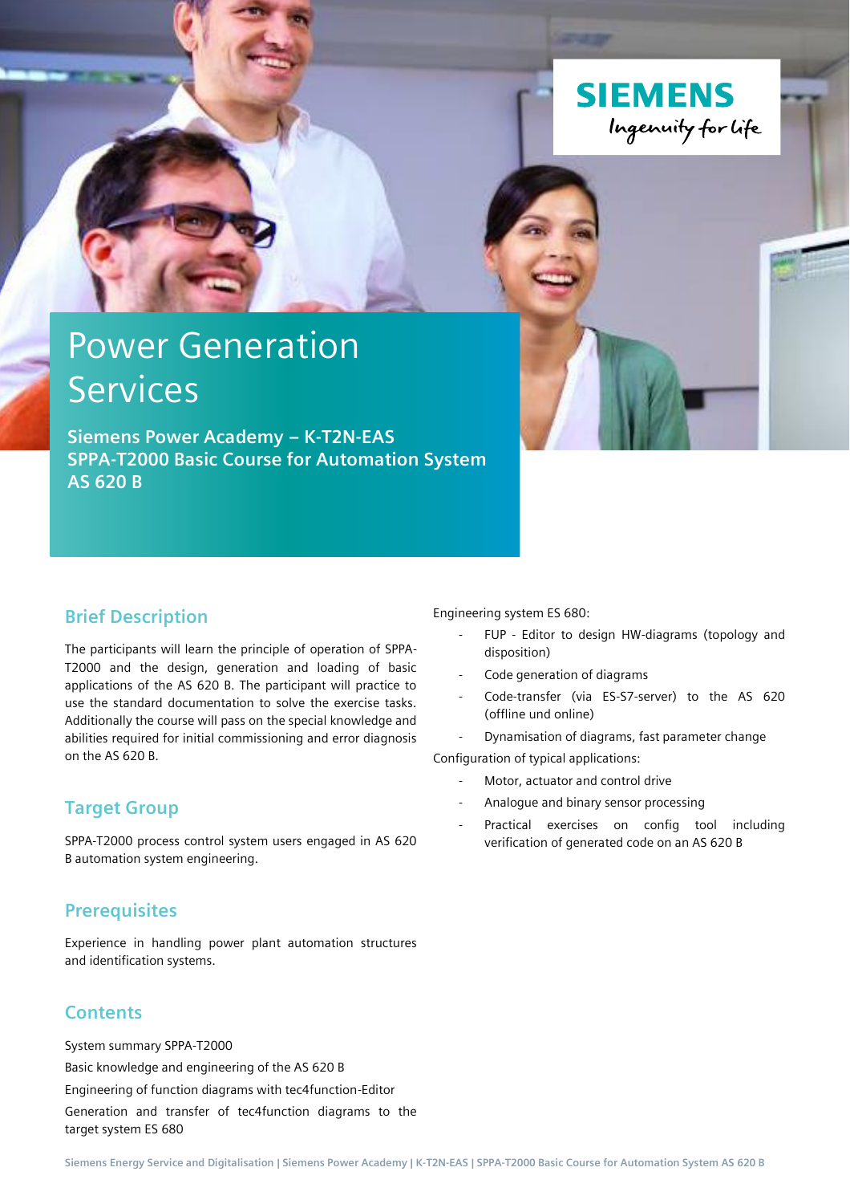# Power Generation Services

**Siemens Power Academy – K-T2N-EAS**
**SPPA-T2000 Basic Course for Automation System AS 620 B**

## Brief Description

The participants will learn the principle of operation of SPPA-T2000 and the design, generation and loading of basic applications of the AS 620 B. The participant will practice to use the standard documentation to solve the exercise tasks. Additionally the course will pass on the special knowledge and abilities required for initial commissioning and error diagnosis on the AS 620 B.

## Target Group

SPPA-T2000 process control system users engaged in AS 620 B automation system engineering.

## Prerequisites

Experience in handling power plant automation structures and identification systems.

## Contents

System summary SPPA-T2000

Basic knowledge and engineering of the AS 620 B

Engineering of function diagrams with tec4function-Editor

Generation and transfer of tec4function diagrams to the target system ES 680

Engineering system ES 680:

- FUP - Editor to design HW-diagrams (topology and disposition)
- Code generation of diagrams
- Code-transfer (via ES-S7-server) to the AS 620 (offline und online)
- Dynamisation of diagrams, fast parameter change

Configuration of typical applications:

- Motor, actuator and control drive
- Analogue and binary sensor processing
- Practical exercises on config tool including verification of generated code on an AS 620 B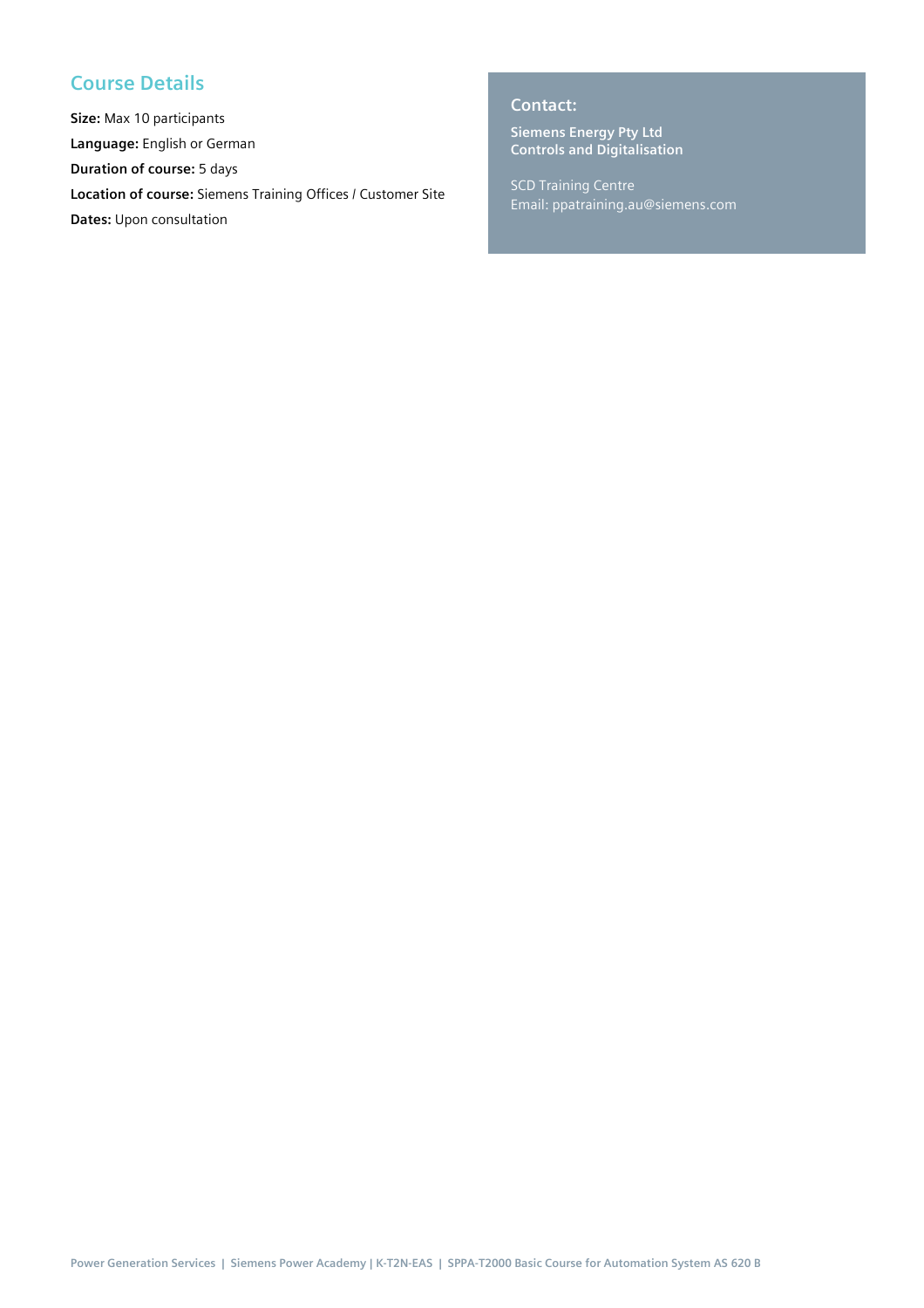## Course Details

**Size:** Max 10 participants

**Language:** English or German

**Duration of course:** 5 days

**Location of course:** Siemens Training Offices / Customer Site

**Dates:** Upon consultation

### Contact:

**Siemens Energy Pty Ltd**
**Controls and Digitalisation**

SCD Training Centre
Email: ppatraining.au@siemens.com